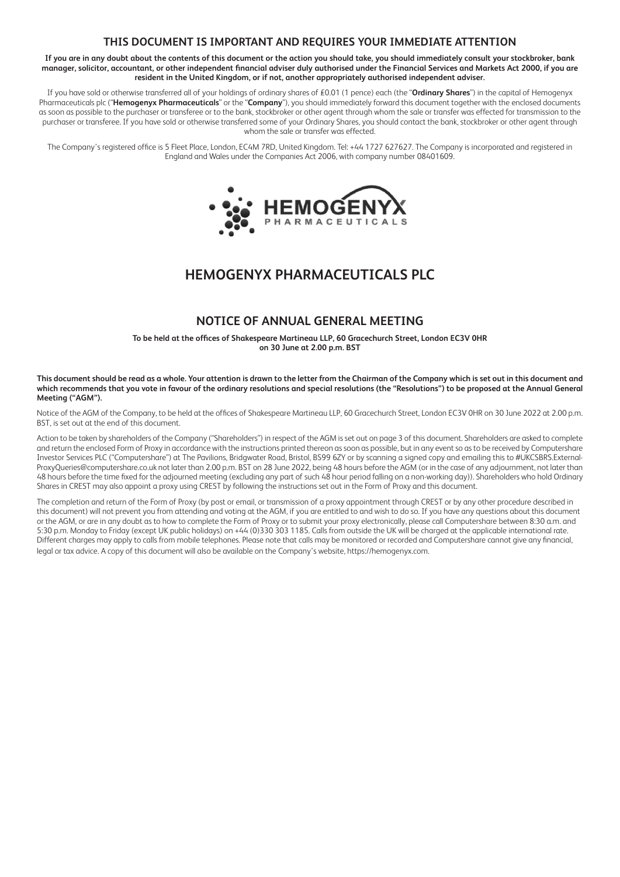# THIS DOCUMENT IS IMPORTANT AND REQUIRES YOUR IMMEDIATE ATTENTION

**If you are in any doubt about the contents of this document or the action you should take, you should immediately consult your stockbroker, bank manager, solicitor, accountant, or other independent financial adviser duly authorised under the Financial Services and Markets Act 2000, if you are resident in the United Kingdom, or if not, another appropriately authorised independent adviser.**

If you have sold or otherwise transferred all of your holdings of ordinary shares of £0.01 (1 pence) each (the "**Ordinary Shares**") in the capital of Hemogenyx Pharmaceuticals plc ("**Hemogenyx Pharmaceuticals**" or the "**Company**"), you should immediately forward this document together with the enclosed documents as soon as possible to the purchaser or transferee or to the bank, stockbroker or other agent through whom the sale or transfer was effected for transmission to the purchaser or transferee. If you have sold or otherwise transferred some of your Ordinary Shares, you should contact the bank, stockbroker or other agent through whom the sale or transfer was effected.

The Company's registered office is 5 Fleet Place, London, EC4M 7RD, United Kingdom. Tel: +44 1727 627627. The Company is incorporated and registered in England and Wales under the Companies Act 2006, with company number 08401609.

HEMOGENYX PHARMACEUTICALS

# HEMOGENYX PHARMACEUTICALS PLC

## NOTICE OF ANNUAL GENERAL MEETING

**To be held at the offices of Shakespeare Martineau LLP, 60 Gracechurch Street, London EC3V 0HR on 30 June at 2.00 p.m. BST**

**This document should be read as a whole. Your attention is drawn to the letter from the Chairman of the Company which is set out in this document and which recommends that you vote in favour of the ordinary resolutions and special resolutions (the "Resolutions") to be proposed at the Annual General Meeting ("AGM").**

Notice of the AGM of the Company, to be held at the offices of Shakespeare Martineau LLP, 60 Gracechurch Street, London EC3V 0HR on 30 June 2022 at 2.00 p.m. BST, is set out at the end of this document.

Action to be taken by shareholders of the Company ("Shareholders") in respect of the AGM is set out on page 3 of this document. Shareholders are asked to complete and return the enclosed Form of Proxy in accordance with the instructions printed thereon as soon as possible, but in any event so as to be received by Computershare Investor Services PLC ("Computershare") at The Pavilions, Bridgwater Road, Bristol, BS99 6ZY or by scanning a signed copy and emailing this to #UKCSBRS.ExternalProxyQueries@computershare.co.uk not later than 2.00 p.m. BST on 28 June 2022, being 48 hours before the AGM (or in the case of any adjournment, not later than 48 hours before the time fixed for the adjourned meeting (excluding any part of such 48 hour period falling on a non-working day)). Shareholders who hold Ordinary Shares in CREST may also appoint a proxy using CREST by following the instructions set out in the Form of Proxy and this document.

The completion and return of the Form of Proxy (by post or email, or transmission of a proxy appointment through CREST or by any other procedure described in this document) will not prevent you from attending and voting at the AGM, if you are entitled to and wish to do so. If you have any questions about this document or the AGM, or are in any doubt as to how to complete the Form of Proxy or to submit your proxy electronically, please call Computershare between 8:30 a.m. and 5:30 p.m. Monday to Friday (except UK public holidays) on +44 (0)330 303 1185. Calls from outside the UK will be charged at the applicable international rate. Different charges may apply to calls from mobile telephones. Please note that calls may be monitored or recorded and Computershare cannot give any financial, legal or tax advice. A copy of this document will also be available on the Company's website, https://hemogenyx.com.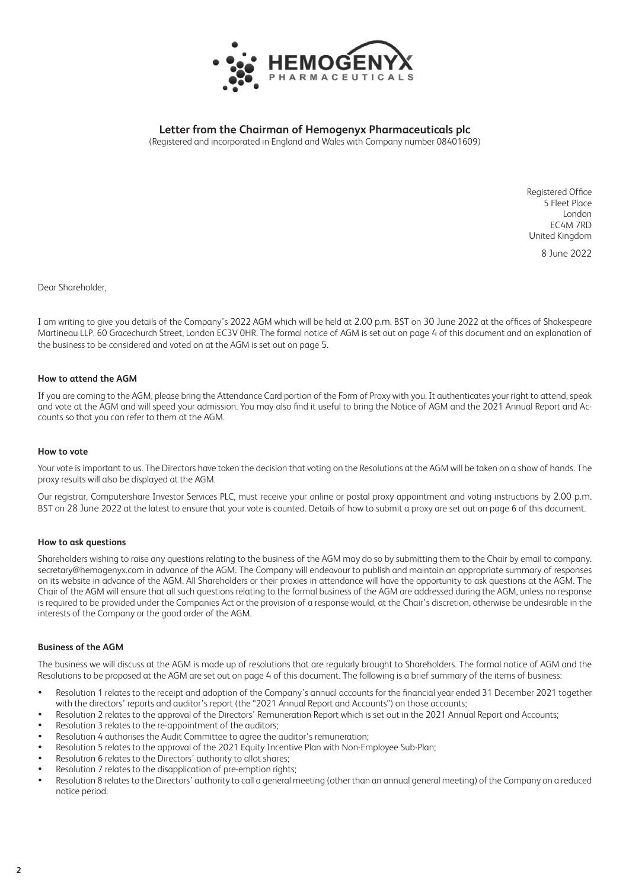# Letter from the Chairman of Hemogenyx Pharmaceuticals plc

(Registered and incorporated in England and Wales with Company number 08401609)

Registered Office
5 Fleet Place
London
EC4M 7RD
United Kingdom

8 June 2022

Dear Shareholder,

I am writing to give you details of the Company's 2022 AGM which will be held at 2.00 p.m. BST on 30 June 2022 at the offices of Shakespeare Martineau LLP, 60 Gracechurch Street, London EC3V 0HR. The formal notice of AGM is set out on page 4 of this document and an explanation of the business to be considered and voted on at the AGM is set out on page 5.

### How to attend the AGM

If you are coming to the AGM, please bring the Attendance Card portion of the Form of Proxy with you. It authenticates your right to attend, speak and vote at the AGM and will speed your admission. You may also find it useful to bring the Notice of AGM and the 2021 Annual Report and Accounts so that you can refer to them at the AGM.

### How to vote

Your vote is important to us. The Directors have taken the decision that voting on the Resolutions at the AGM will be taken on a show of hands. The proxy results will also be displayed at the AGM.

Our registrar, Computershare Investor Services PLC, must receive your online or postal proxy appointment and voting instructions by 2.00 p.m. BST on 28 June 2022 at the latest to ensure that your vote is counted. Details of how to submit a proxy are set out on page 6 of this document.

### How to ask questions

Shareholders wishing to raise any questions relating to the business of the AGM may do so by submitting them to the Chair by email to company.secretary@hemogenyx.com in advance of the AGM. The Company will endeavour to publish and maintain an appropriate summary of responses on its website in advance of the AGM. All Shareholders or their proxies in attendance will have the opportunity to ask questions at the AGM. The Chair of the AGM will ensure that all such questions relating to the formal business of the AGM are addressed during the AGM, unless no response is required to be provided under the Companies Act or the provision of a response would, at the Chair's discretion, otherwise be undesirable in the interests of the Company or the good order of the AGM.

### Business of the AGM

The business we will discuss at the AGM is made up of resolutions that are regularly brought to Shareholders. The formal notice of AGM and the Resolutions to be proposed at the AGM are set out on page 4 of this document. The following is a brief summary of the items of business:

- Resolution 1 relates to the receipt and adoption of the Company's annual accounts for the financial year ended 31 December 2021 together with the directors' reports and auditor's report (the "2021 Annual Report and Accounts") on those accounts;
- Resolution 2 relates to the approval of the Directors' Remuneration Report which is set out in the 2021 Annual Report and Accounts;
- Resolution 3 relates to the re-appointment of the auditors;
- Resolution 4 authorises the Audit Committee to agree the auditor's remuneration;
- Resolution 5 relates to the approval of the 2021 Equity Incentive Plan with Non-Employee Sub-Plan;
- Resolution 6 relates to the Directors' authority to allot shares;
- Resolution 7 relates to the disapplication of pre-emption rights;
- Resolution 8 relates to the Directors' authority to call a general meeting (other than an annual general meeting) of the Company on a reduced notice period.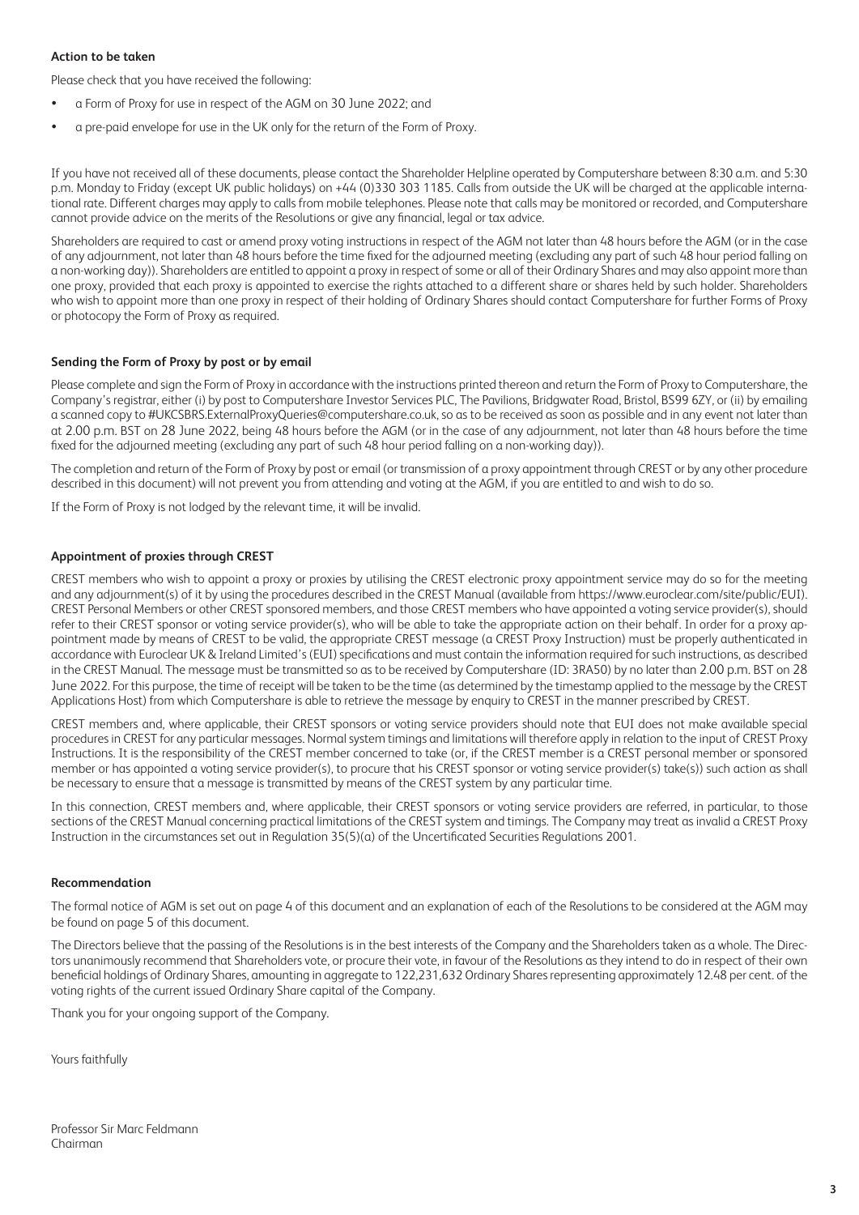### Action to be taken

Please check that you have received the following:

- a Form of Proxy for use in respect of the AGM on 30 June 2022; and
- a pre-paid envelope for use in the UK only for the return of the Form of Proxy.

If you have not received all of these documents, please contact the Shareholder Helpline operated by Computershare between 8:30 a.m. and 5:30 p.m. Monday to Friday (except UK public holidays) on +44 (0)330 303 1185. Calls from outside the UK will be charged at the applicable international rate. Different charges may apply to calls from mobile telephones. Please note that calls may be monitored or recorded, and Computershare cannot provide advice on the merits of the Resolutions or give any financial, legal or tax advice.

Shareholders are required to cast or amend proxy voting instructions in respect of the AGM not later than 48 hours before the AGM (or in the case of any adjournment, not later than 48 hours before the time fixed for the adjourned meeting (excluding any part of such 48 hour period falling on a non-working day)). Shareholders are entitled to appoint a proxy in respect of some or all of their Ordinary Shares and may also appoint more than one proxy, provided that each proxy is appointed to exercise the rights attached to a different share or shares held by such holder. Shareholders who wish to appoint more than one proxy in respect of their holding of Ordinary Shares should contact Computershare for further Forms of Proxy or photocopy the Form of Proxy as required.

### Sending the Form of Proxy by post or by email

Please complete and sign the Form of Proxy in accordance with the instructions printed thereon and return the Form of Proxy to Computershare, the Company's registrar, either (i) by post to Computershare Investor Services PLC, The Pavilions, Bridgwater Road, Bristol, BS99 6ZY, or (ii) by emailing a scanned copy to #UKCSBRS.ExternalProxyQueries@computershare.co.uk, so as to be received as soon as possible and in any event not later than at 2.00 p.m. BST on 28 June 2022, being 48 hours before the AGM (or in the case of any adjournment, not later than 48 hours before the time fixed for the adjourned meeting (excluding any part of such 48 hour period falling on a non-working day)).

The completion and return of the Form of Proxy by post or email (or transmission of a proxy appointment through CREST or by any other procedure described in this document) will not prevent you from attending and voting at the AGM, if you are entitled to and wish to do so.

If the Form of Proxy is not lodged by the relevant time, it will be invalid.

### Appointment of proxies through CREST

CREST members who wish to appoint a proxy or proxies by utilising the CREST electronic proxy appointment service may do so for the meeting and any adjournment(s) of it by using the procedures described in the CREST Manual (available from https://www.euroclear.com/site/public/EUI). CREST Personal Members or other CREST sponsored members, and those CREST members who have appointed a voting service provider(s), should refer to their CREST sponsor or voting service provider(s), who will be able to take the appropriate action on their behalf. In order for a proxy appointment made by means of CREST to be valid, the appropriate CREST message (a CREST Proxy Instruction) must be properly authenticated in accordance with Euroclear UK & Ireland Limited's (EUI) specifications and must contain the information required for such instructions, as described in the CREST Manual. The message must be transmitted so as to be received by Computershare (ID: 3RA50) by no later than 2.00 p.m. BST on 28 June 2022. For this purpose, the time of receipt will be taken to be the time (as determined by the timestamp applied to the message by the CREST Applications Host) from which Computershare is able to retrieve the message by enquiry to CREST in the manner prescribed by CREST.

CREST members and, where applicable, their CREST sponsors or voting service providers should note that EUI does not make available special procedures in CREST for any particular messages. Normal system timings and limitations will therefore apply in relation to the input of CREST Proxy Instructions. It is the responsibility of the CREST member concerned to take (or, if the CREST member is a CREST personal member or sponsored member or has appointed a voting service provider(s), to procure that his CREST sponsor or voting service provider(s) take(s)) such action as shall be necessary to ensure that a message is transmitted by means of the CREST system by any particular time.

In this connection, CREST members and, where applicable, their CREST sponsors or voting service providers are referred, in particular, to those sections of the CREST Manual concerning practical limitations of the CREST system and timings. The Company may treat as invalid a CREST Proxy Instruction in the circumstances set out in Regulation 35(5)(a) of the Uncertificated Securities Regulations 2001.

### Recommendation

The formal notice of AGM is set out on page 4 of this document and an explanation of each of the Resolutions to be considered at the AGM may be found on page 5 of this document.

The Directors believe that the passing of the Resolutions is in the best interests of the Company and the Shareholders taken as a whole. The Directors unanimously recommend that Shareholders vote, or procure their vote, in favour of the Resolutions as they intend to do in respect of their own beneficial holdings of Ordinary Shares, amounting in aggregate to 122,231,632 Ordinary Shares representing approximately 12.48 per cent. of the voting rights of the current issued Ordinary Share capital of the Company.

Thank you for your ongoing support of the Company.

Yours faithfully

Professor Sir Marc Feldmann
Chairman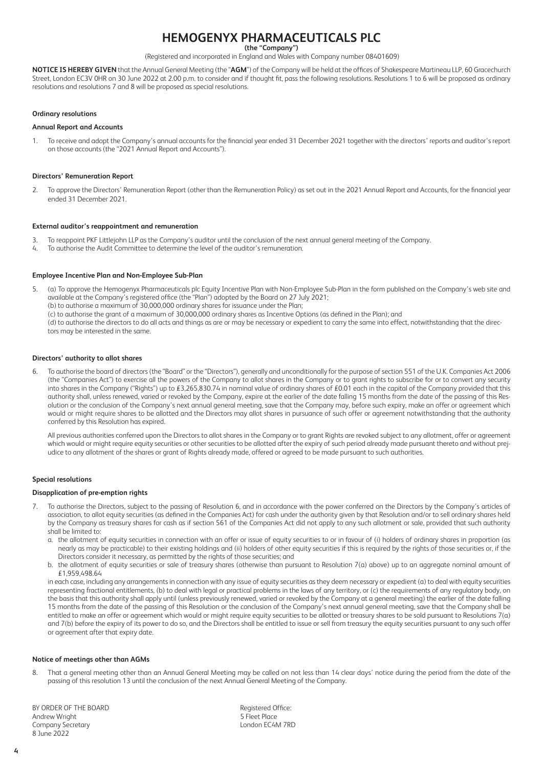# HEMOGENYX PHARMACEUTICALS PLC

**(the "Company")**

(Registered and incorporated in England and Wales with Company number 08401609)

**NOTICE IS HEREBY GIVEN** that the Annual General Meeting (the "**AGM**") of the Company will be held at the offices of Shakespeare Martineau LLP, 60 Gracechurch Street, London EC3V 0HR on 30 June 2022 at 2.00 p.m. to consider and if thought fit, pass the following resolutions. Resolutions 1 to 6 will be proposed as ordinary resolutions and resolutions 7 and 8 will be proposed as special resolutions.

**Ordinary resolutions**

**Annual Report and Accounts**

1. To receive and adopt the Company's annual accounts for the financial year ended 31 December 2021 together with the directors' reports and auditor's report on those accounts (the "2021 Annual Report and Accounts").

**Directors' Remuneration Report**

2. To approve the Directors' Remuneration Report (other than the Remuneration Policy) as set out in the 2021 Annual Report and Accounts, for the financial year ended 31 December 2021.

**External auditor's reappointment and remuneration**

3. To reappoint PKF Littlejohn LLP as the Company's auditor until the conclusion of the next annual general meeting of the Company.
4. To authorise the Audit Committee to determine the level of the auditor's remuneration.

**Employee Incentive Plan and Non-Employee Sub-Plan**

5. (a) To approve the Hemogenyx Pharmaceuticals plc Equity Incentive Plan with Non-Employee Sub-Plan in the form published on the Company's web site and available at the Company's registered office (the "Plan") adopted by the Board on 27 July 2021;
   (b) to authorise a maximum of 30,000,000 ordinary shares for issuance under the Plan;
   (c) to authorise the grant of a maximum of 30,000,000 ordinary shares as Incentive Options (as defined in the Plan); and
   (d) to authorise the directors to do all acts and things as are or may be necessary or expedient to carry the same into effect, notwithstanding that the directors may be interested in the same.

**Directors' authority to allot shares**

6. To authorise the board of directors (the "Board" or the "Directors"), generally and unconditionally for the purpose of section 551 of the U.K. Companies Act 2006 (the "Companies Act") to exercise all the powers of the Company to allot shares in the Company or to grant rights to subscribe for or to convert any security into shares in the Company ("Rights") up to £3,265,830.74 in nominal value of ordinary shares of £0.01 each in the capital of the Company provided that this authority shall, unless renewed, varied or revoked by the Company, expire at the earlier of the date falling 15 months from the date of the passing of this Resolution or the conclusion of the Company's next annual general meeting, save that the Company may, before such expiry, make an offer or agreement which would or might require shares to be allotted and the Directors may allot shares in pursuance of such offer or agreement notwithstanding that the authority conferred by this Resolution has expired.

   All previous authorities conferred upon the Directors to allot shares in the Company or to grant Rights are revoked subject to any allotment, offer or agreement which would or might require equity securities or other securities to be allotted after the expiry of such period already made pursuant thereto and without prejudice to any allotment of the shares or grant of Rights already made, offered or agreed to be made pursuant to such authorities.

**Special resolutions**

**Disapplication of pre-emption rights**

7. To authorise the Directors, subject to the passing of Resolution 6, and in accordance with the power conferred on the Directors by the Company's articles of association, to allot equity securities (as defined in the Companies Act) for cash under the authority given by that Resolution and/or to sell ordinary shares held by the Company as treasury shares for cash as if section 561 of the Companies Act did not apply to any such allotment or sale, provided that such authority shall be limited to:
   a. the allotment of equity securities in connection with an offer or issue of equity securities to or in favour of (i) holders of ordinary shares in proportion (as nearly as may be practicable) to their existing holdings and (ii) holders of other equity securities if this is required by the rights of those securities or, if the Directors consider it necessary, as permitted by the rights of those securities; and
   b. the allotment of equity securities or sale of treasury shares (otherwise than pursuant to Resolution 7(a) above) up to an aggregate nominal amount of £1,959,498.64

   in each case, including any arrangements in connection with any issue of equity securities as they deem necessary or expedient (a) to deal with equity securities representing fractional entitlements, (b) to deal with legal or practical problems in the laws of any territory, or (c) the requirements of any regulatory body, on the basis that this authority shall apply until (unless previously renewed, varied or revoked by the Company at a general meeting) the earlier of the date falling 15 months from the date of the passing of this Resolution or the conclusion of the Company's next annual general meeting, save that the Company shall be entitled to make an offer or agreement which would or might require equity securities to be allotted or treasury shares to be sold pursuant to Resolutions 7(a) and 7(b) before the expiry of its power to do so, and the Directors shall be entitled to issue or sell from treasury the equity securities pursuant to any such offer or agreement after that expiry date.

**Notice of meetings other than AGMs**

8. That a general meeting other than an Annual General Meeting may be called on not less than 14 clear days' notice during the period from the date of the passing of this resolution 13 until the conclusion of the next Annual General Meeting of the Company.

BY ORDER OF THE BOARD
Andrew Wright
Company Secretary
8 June 2022

Registered Office:
5 Fleet Place
London EC4M 7RD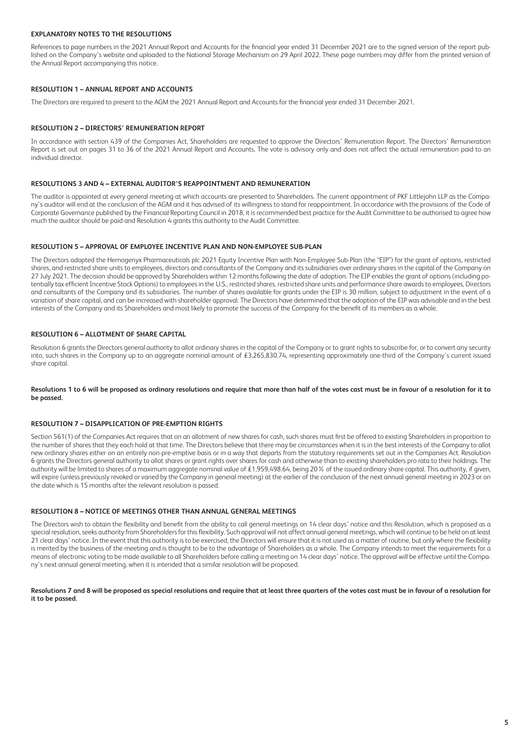## EXPLANATORY NOTES TO THE RESOLUTIONS

References to page numbers in the 2021 Annual Report and Accounts for the financial year ended 31 December 2021 are to the signed version of the report published on the Company's website and uploaded to the National Storage Mechanism on 29 April 2022. These page numbers may differ from the printed version of the Annual Report accompanying this notice.

### RESOLUTION 1 – ANNUAL REPORT AND ACCOUNTS

The Directors are required to present to the AGM the 2021 Annual Report and Accounts for the financial year ended 31 December 2021.

### RESOLUTION 2 – DIRECTORS' REMUNERATION REPORT

In accordance with section 439 of the Companies Act, Shareholders are requested to approve the Directors' Remuneration Report. The Directors' Remuneration Report is set out on pages 31 to 36 of the 2021 Annual Report and Accounts. The vote is advisory only and does not affect the actual remuneration paid to an individual director.

### RESOLUTIONS 3 AND 4 – EXTERNAL AUDITOR'S REAPPOINTMENT AND REMUNERATION

The auditor is appointed at every general meeting at which accounts are presented to Shareholders. The current appointment of PKF Littlejohn LLP as the Company's auditor will end at the conclusion of the AGM and it has advised of its willingness to stand for reappointment. In accordance with the provisions of the Code of Corporate Governance published by the Financial Reporting Council in 2018, it is recommended best practice for the Audit Committee to be authorised to agree how much the auditor should be paid and Resolution 4 grants this authority to the Audit Committee.

### RESOLUTION 5 – APPROVAL OF EMPLOYEE INCENTIVE PLAN AND NON-EMPLOYEE SUB-PLAN

The Directors adopted the Hemogenyx Pharmaceuticals plc 2021 Equity Incentive Plan with Non-Employee Sub-Plan (the "EIP") for the grant of options, restricted shares, and restricted share units to employees, directors and consultants of the Company and its subsidiaries over ordinary shares in the capital of the Company on 27 July 2021. The decision should be approved by Shareholders within 12 months following the date of adoption. The EIP enables the grant of options (including potentially tax efficient Incentive Stock Options) to employees in the U.S., restricted shares, restricted share units and performance share awards to employees, Directors and consultants of the Company and its subsidiaries. The number of shares available for grants under the EIP is 30 million, subject to adjustment in the event of a variation of share capital, and can be increased with shareholder approval. The Directors have determined that the adoption of the EIP was advisable and in the best interests of the Company and its Shareholders and most likely to promote the success of the Company for the benefit of its members as a whole.

### RESOLUTION 6 – ALLOTMENT OF SHARE CAPITAL

Resolution 6 grants the Directors general authority to allot ordinary shares in the capital of the Company or to grant rights to subscribe for, or to convert any security into, such shares in the Company up to an aggregate nominal amount of £3,265,830.74, representing approximately one-third of the Company's current issued share capital.

**Resolutions 1 to 6 will be proposed as ordinary resolutions and require that more than half of the votes cast must be in favour of a resolution for it to be passed.**

### RESOLUTION 7 – DISAPPLICATION OF PRE-EMPTION RIGHTS

Section 561(1) of the Companies Act requires that on an allotment of new shares for cash, such shares must first be offered to existing Shareholders in proportion to the number of shares that they each hold at that time. The Directors believe that there may be circumstances when it is in the best interests of the Company to allot new ordinary shares either on an entirely non-pre-emptive basis or in a way that departs from the statutory requirements set out in the Companies Act. Resolution 6 grants the Directors general authority to allot shares or grant rights over shares for cash and otherwise than to existing shareholders pro rata to their holdings. The authority will be limited to shares of a maximum aggregate nominal value of £1,959,498.64, being 20% of the issued ordinary share capital. This authority, if given, will expire (unless previously revoked or varied by the Company in general meeting) at the earlier of the conclusion of the next annual general meeting in 2023 or on the date which is 15 months after the relevant resolution is passed.

### RESOLUTION 8 – NOTICE OF MEETINGS OTHER THAN ANNUAL GENERAL MEETINGS

The Directors wish to obtain the flexibility and benefit from the ability to call general meetings on 14 clear days' notice and this Resolution, which is proposed as a special resolution, seeks authority from Shareholders for this flexibility. Such approval will not affect annual general meetings, which will continue to be held on at least 21 clear days' notice. In the event that this authority is to be exercised, the Directors will ensure that it is not used as a matter of routine, but only where the flexibility is merited by the business of the meeting and is thought to be to the advantage of Shareholders as a whole. The Company intends to meet the requirements for a means of electronic voting to be made available to all Shareholders before calling a meeting on 14 clear days' notice. The approval will be effective until the Company's next annual general meeting, when it is intended that a similar resolution will be proposed.

**Resolutions 7 and 8 will be proposed as special resolutions and require that at least three quarters of the votes cast must be in favour of a resolution for it to be passed.**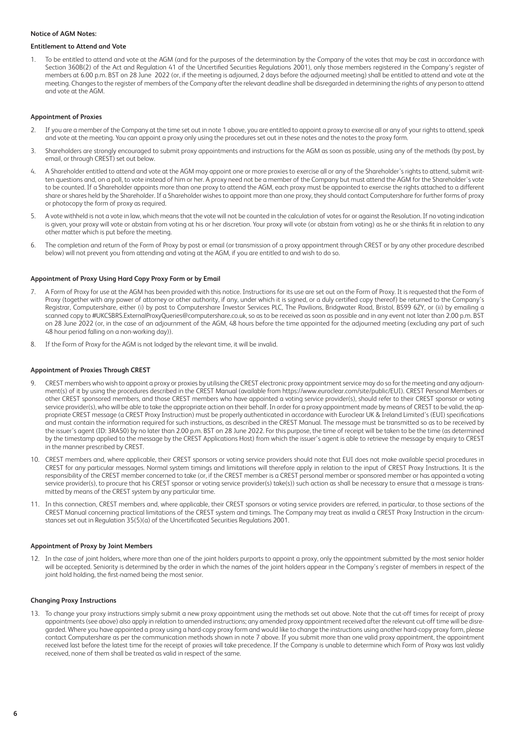**Notice of AGM Notes:**

**Entitlement to Attend and Vote**

1. To be entitled to attend and vote at the AGM (and for the purposes of the determination by the Company of the votes that may be cast in accordance with Section 360B(2) of the Act and Regulation 41 of the Uncertified Securities Regulations 2001), only those members registered in the Company's register of members at 6.00 p.m. BST on 28 June 2022 (or, if the meeting is adjourned, 2 days before the adjourned meeting) shall be entitled to attend and vote at the meeting. Changes to the register of members of the Company after the relevant deadline shall be disregarded in determining the rights of any person to attend and vote at the AGM.

**Appointment of Proxies**

2. If you are a member of the Company at the time set out in note 1 above, you are entitled to appoint a proxy to exercise all or any of your rights to attend, speak and vote at the meeting. You can appoint a proxy only using the procedures set out in these notes and the notes to the proxy form.

3. Shareholders are strongly encouraged to submit proxy appointments and instructions for the AGM as soon as possible, using any of the methods (by post, by email, or through CREST) set out below.

4. A Shareholder entitled to attend and vote at the AGM may appoint one or more proxies to exercise all or any of the Shareholder's rights to attend, submit written questions and, on a poll, to vote instead of him or her. A proxy need not be a member of the Company but must attend the AGM for the Shareholder's vote to be counted. If a Shareholder appoints more than one proxy to attend the AGM, each proxy must be appointed to exercise the rights attached to a different share or shares held by the Shareholder. If a Shareholder wishes to appoint more than one proxy, they should contact Computershare for further forms of proxy or photocopy the form of proxy as required.

5. A vote withheld is not a vote in law, which means that the vote will not be counted in the calculation of votes for or against the Resolution. If no voting indication is given, your proxy will vote or abstain from voting at his or her discretion. Your proxy will vote (or abstain from voting) as he or she thinks fit in relation to any other matter which is put before the meeting.

6. The completion and return of the Form of Proxy by post or email (or transmission of a proxy appointment through CREST or by any other procedure described below) will not prevent you from attending and voting at the AGM, if you are entitled to and wish to do so.

**Appointment of Proxy Using Hard Copy Proxy Form or by Email**

7. A Form of Proxy for use at the AGM has been provided with this notice. Instructions for its use are set out on the Form of Proxy. It is requested that the Form of Proxy (together with any power of attorney or other authority, if any, under which it is signed, or a duly certified copy thereof) be returned to the Company's Registrar, Computershare, either (i) by post to Computershare Investor Services PLC, The Pavilions, Bridgwater Road, Bristol, BS99 6ZY, or (ii) by emailing a scanned copy to #UKCSBRS.ExternalProxyQueries@computershare.co.uk, so as to be received as soon as possible and in any event not later than 2.00 p.m. BST on 28 June 2022 (or, in the case of an adjournment of the AGM, 48 hours before the time appointed for the adjourned meeting (excluding any part of such 48 hour period falling on a non-working day)).

8. If the Form of Proxy for the AGM is not lodged by the relevant time, it will be invalid.

**Appointment of Proxies Through CREST**

9. CREST members who wish to appoint a proxy or proxies by utilising the CREST electronic proxy appointment service may do so for the meeting and any adjournment(s) of it by using the procedures described in the CREST Manual (available from https://www.euroclear.com/site/public/EUI). CREST Personal Members or other CREST sponsored members, and those CREST members who have appointed a voting service provider(s), should refer to their CREST sponsor or voting service provider(s), who will be able to take the appropriate action on their behalf. In order for a proxy appointment made by means of CREST to be valid, the appropriate CREST message (a CREST Proxy Instruction) must be properly authenticated in accordance with Euroclear UK & Ireland Limited's (EUI) specifications and must contain the information required for such instructions, as described in the CREST Manual. The message must be transmitted so as to be received by the issuer's agent (ID: 3RA50) by no later than 2.00 p.m. BST on 28 June 2022. For this purpose, the time of receipt will be taken to be the time (as determined by the timestamp applied to the message by the CREST Applications Host) from which the issuer's agent is able to retrieve the message by enquiry to CREST in the manner prescribed by CREST.

10. CREST members and, where applicable, their CREST sponsors or voting service providers should note that EUI does not make available special procedures in CREST for any particular messages. Normal system timings and limitations will therefore apply in relation to the input of CREST Proxy Instructions. It is the responsibility of the CREST member concerned to take (or, if the CREST member is a CREST personal member or sponsored member or has appointed a voting service provider(s), to procure that his CREST sponsor or voting service provider(s) take(s)) such action as shall be necessary to ensure that a message is transmitted by means of the CREST system by any particular time.

11. In this connection, CREST members and, where applicable, their CREST sponsors or voting service providers are referred, in particular, to those sections of the CREST Manual concerning practical limitations of the CREST system and timings. The Company may treat as invalid a CREST Proxy Instruction in the circumstances set out in Regulation 35(5)(a) of the Uncertificated Securities Regulations 2001.

**Appointment of Proxy by Joint Members**

12. In the case of joint holders, where more than one of the joint holders purports to appoint a proxy, only the appointment submitted by the most senior holder will be accepted. Seniority is determined by the order in which the names of the joint holders appear in the Company's register of members in respect of the joint hold holding, the first-named being the most senior.

**Changing Proxy Instructions**

13. To change your proxy instructions simply submit a new proxy appointment using the methods set out above. Note that the cut-off times for receipt of proxy appointments (see above) also apply in relation to amended instructions; any amended proxy appointment received after the relevant cut-off time will be disregarded. Where you have appointed a proxy using a hard-copy proxy form and would like to change the instructions using another hard-copy proxy form, please contact Computershare as per the communication methods shown in note 7 above. If you submit more than one valid proxy appointment, the appointment received last before the latest time for the receipt of proxies will take precedence. If the Company is unable to determine which Form of Proxy was last validly received, none of them shall be treated as valid in respect of the same.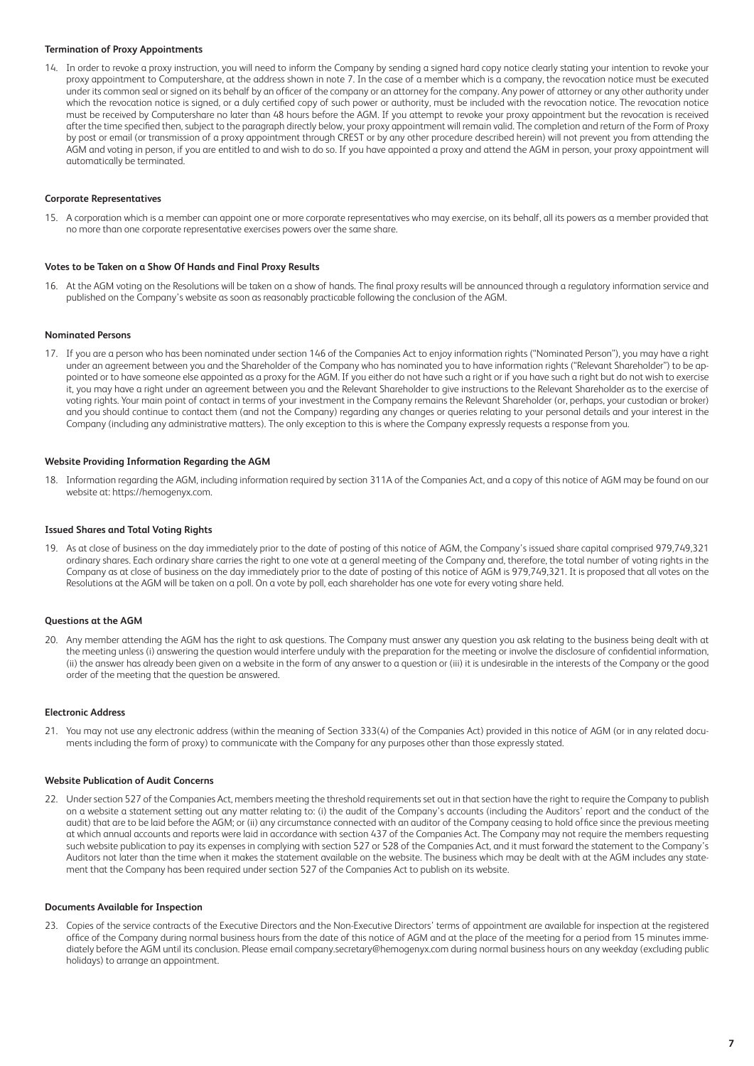#### Termination of Proxy Appointments

14. In order to revoke a proxy instruction, you will need to inform the Company by sending a signed hard copy notice clearly stating your intention to revoke your proxy appointment to Computershare, at the address shown in note 7. In the case of a member which is a company, the revocation notice must be executed under its common seal or signed on its behalf by an officer of the company or an attorney for the company. Any power of attorney or any other authority under which the revocation notice is signed, or a duly certified copy of such power or authority, must be included with the revocation notice. The revocation notice must be received by Computershare no later than 48 hours before the AGM. If you attempt to revoke your proxy appointment but the revocation is received after the time specified then, subject to the paragraph directly below, your proxy appointment will remain valid. The completion and return of the Form of Proxy by post or email (or transmission of a proxy appointment through CREST or by any other procedure described herein) will not prevent you from attending the AGM and voting in person, if you are entitled to and wish to do so. If you have appointed a proxy and attend the AGM in person, your proxy appointment will automatically be terminated.

#### Corporate Representatives

15. A corporation which is a member can appoint one or more corporate representatives who may exercise, on its behalf, all its powers as a member provided that no more than one corporate representative exercises powers over the same share.

#### Votes to be Taken on a Show Of Hands and Final Proxy Results

16. At the AGM voting on the Resolutions will be taken on a show of hands. The final proxy results will be announced through a regulatory information service and published on the Company's website as soon as reasonably practicable following the conclusion of the AGM.

#### Nominated Persons

17. If you are a person who has been nominated under section 146 of the Companies Act to enjoy information rights ("Nominated Person"), you may have a right under an agreement between you and the Shareholder of the Company who has nominated you to have information rights ("Relevant Shareholder") to be appointed or to have someone else appointed as a proxy for the AGM. If you either do not have such a right or if you have such a right but do not wish to exercise it, you may have a right under an agreement between you and the Relevant Shareholder to give instructions to the Relevant Shareholder as to the exercise of voting rights. Your main point of contact in terms of your investment in the Company remains the Relevant Shareholder (or, perhaps, your custodian or broker) and you should continue to contact them (and not the Company) regarding any changes or queries relating to your personal details and your interest in the Company (including any administrative matters). The only exception to this is where the Company expressly requests a response from you.

#### Website Providing Information Regarding the AGM

18. Information regarding the AGM, including information required by section 311A of the Companies Act, and a copy of this notice of AGM may be found on our website at: https://hemogenyx.com.

#### Issued Shares and Total Voting Rights

19. As at close of business on the day immediately prior to the date of posting of this notice of AGM, the Company's issued share capital comprised 979,749,321 ordinary shares. Each ordinary share carries the right to one vote at a general meeting of the Company and, therefore, the total number of voting rights in the Company as at close of business on the day immediately prior to the date of posting of this notice of AGM is 979,749,321. It is proposed that all votes on the Resolutions at the AGM will be taken on a poll. On a vote by poll, each shareholder has one vote for every voting share held.

#### Questions at the AGM

20. Any member attending the AGM has the right to ask questions. The Company must answer any question you ask relating to the business being dealt with at the meeting unless (i) answering the question would interfere unduly with the preparation for the meeting or involve the disclosure of confidential information, (ii) the answer has already been given on a website in the form of any answer to a question or (iii) it is undesirable in the interests of the Company or the good order of the meeting that the question be answered.

#### Electronic Address

21. You may not use any electronic address (within the meaning of Section 333(4) of the Companies Act) provided in this notice of AGM (or in any related documents including the form of proxy) to communicate with the Company for any purposes other than those expressly stated.

#### Website Publication of Audit Concerns

22. Under section 527 of the Companies Act, members meeting the threshold requirements set out in that section have the right to require the Company to publish on a website a statement setting out any matter relating to: (i) the audit of the Company's accounts (including the Auditors' report and the conduct of the audit) that are to be laid before the AGM; or (ii) any circumstance connected with an auditor of the Company ceasing to hold office since the previous meeting at which annual accounts and reports were laid in accordance with section 437 of the Companies Act. The Company may not require the members requesting such website publication to pay its expenses in complying with section 527 or 528 of the Companies Act, and it must forward the statement to the Company's Auditors not later than the time when it makes the statement available on the website. The business which may be dealt with at the AGM includes any statement that the Company has been required under section 527 of the Companies Act to publish on its website.

#### Documents Available for Inspection

23. Copies of the service contracts of the Executive Directors and the Non-Executive Directors' terms of appointment are available for inspection at the registered office of the Company during normal business hours from the date of this notice of AGM and at the place of the meeting for a period from 15 minutes immediately before the AGM until its conclusion. Please email company.secretary@hemogenyx.com during normal business hours on any weekday (excluding public holidays) to arrange an appointment.